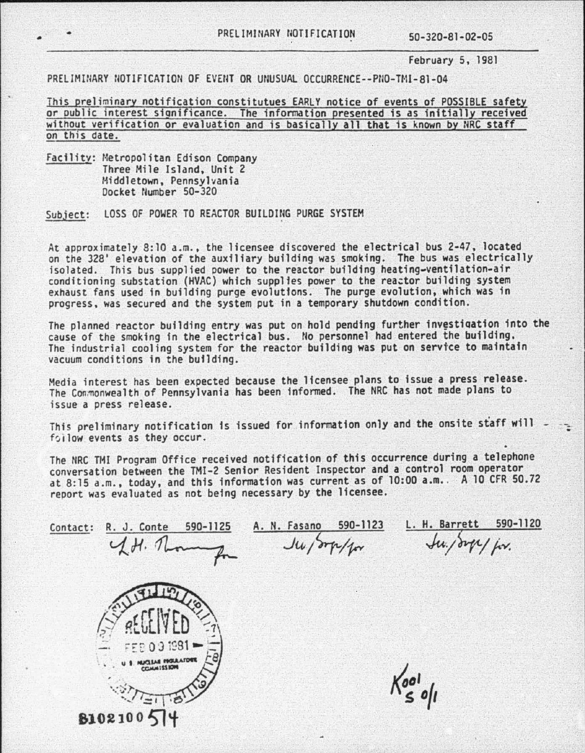PRELIMINARY NOTIFICATION 50-320-81-02-05

February 5, 1981

PRELIMINARY NOTIFICATION OF EVENT OR UNUSUAL OCCURRENCE--PNO-TMI-81-04

This preliminary notification constitutues EARLY notice of events of POSSIBLE safety or public interest significance. The information presented is as initially received without verification or evaluation and is basically all that is known by NRC staff on this date.

Facility: Metropolitan Edison Company
Three Mile Island, Unit 2
Middletown, Pennsylvania
Docket Number 50-320

Subject: LOSS OF POWER TO REACTOR BUILDING PURGE SYSTEM

At approximately 8:10 a.m., the licensee discovered the electrical bus 2-47, located on the 328' elevation of the auxiliary building was smoking. The bus was electrically isolated. This bus supplied power to the reactor building heating-ventilation-air conditioning substation (HVAC) which supplies power to the reactor building system exhaust fans used in building purge evolutions. The purge evolution, which was in progress, was secured and the system put in a temporary shutdown condition.

The planned reactor building entry was put on hold pending further investigation into the cause of the smoking in the electrical bus. No personnel had entered the building. The industrial cooling system for the reactor building was put on service to maintain vacuum conditions in the building.

Media interest has been expected because the licensee plans to issue a press release. The Commonwealth of Pennsylvania has been informed. The NRC has not made plans to issue a press release.

This preliminary notification is issued for information only and the onsite staff will follow events as they occur.

The NRC TMI Program Office received notification of this occurrence during a telephone conversation between the TMI-2 Senior Resident Inspector and a control room operator at 8:15 a.m., today, and this information was current as of 10:00 a.m.. A 10 CFR 50.72 report was evaluated as not being necessary by the licensee.

Contact: R. J. Conte 590-1125 A. N. Fasano 590-1123 L. H. Barrett 590-1120

RECEIVED FEB 09 1981 U.S. NUCLEAR REGULATORY COMMISSION

8102100514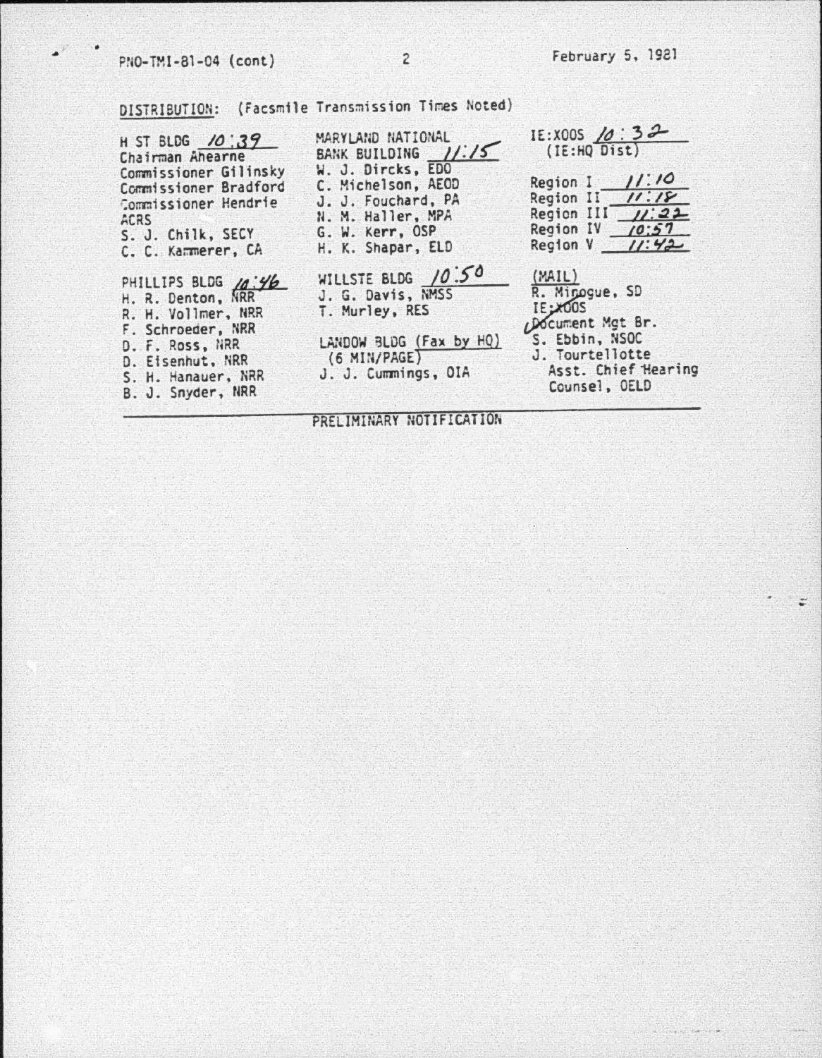PNO-TMI-81-04 (cont) February 5, 1981

DISTRIBUTION: (Facsmile Transmission Times Noted)

H ST BLDG 10:39
Chairman Ahearne
Commissioner Gilinsky
Commissioner Bradford
Commissioner Hendrie
ACRS
S. J. Chilk, SECY
C. C. Kammerer, CA

PHILLIPS BLDG 10:46
H. R. Denton, NRR
R. H. Vollmer, NRR
F. Schroeder, NRR
D. F. Ross, NRR
D. Eisenhut, NRR
S. H. Hanauer, NRR
B. J. Snyder, NRR

MARYLAND NATIONAL BANK BUILDING 11:15
W. J. Dircks, EDO
C. Michelson, AEOD
J. J. Fouchard, PA
N. M. Haller, MPA
G. W. Kerr, OSP
H. K. Shapar, ELD

WILLSTE BLDG 10:50
J. G. Davis, NMSS
T. Murley, RES

LANDOW BLDG (Fax by HQ)
(6 MIN/PAGE)
J. J. Cummings, OIA

IE:XOOS 10:32
(IE:HQ Dist)

Region I 11:10
Region II 11:18
Region III 11:22
Region IV 10:57
Region V 11:42

(MAIL)
R. Minogue, SD
IE:XOOS
Document Mgt Br.
S. Ebbin, NSOC
J. Tourtellotte
Asst. Chief Hearing Counsel, OELD

PRELIMINARY NOTIFICATION